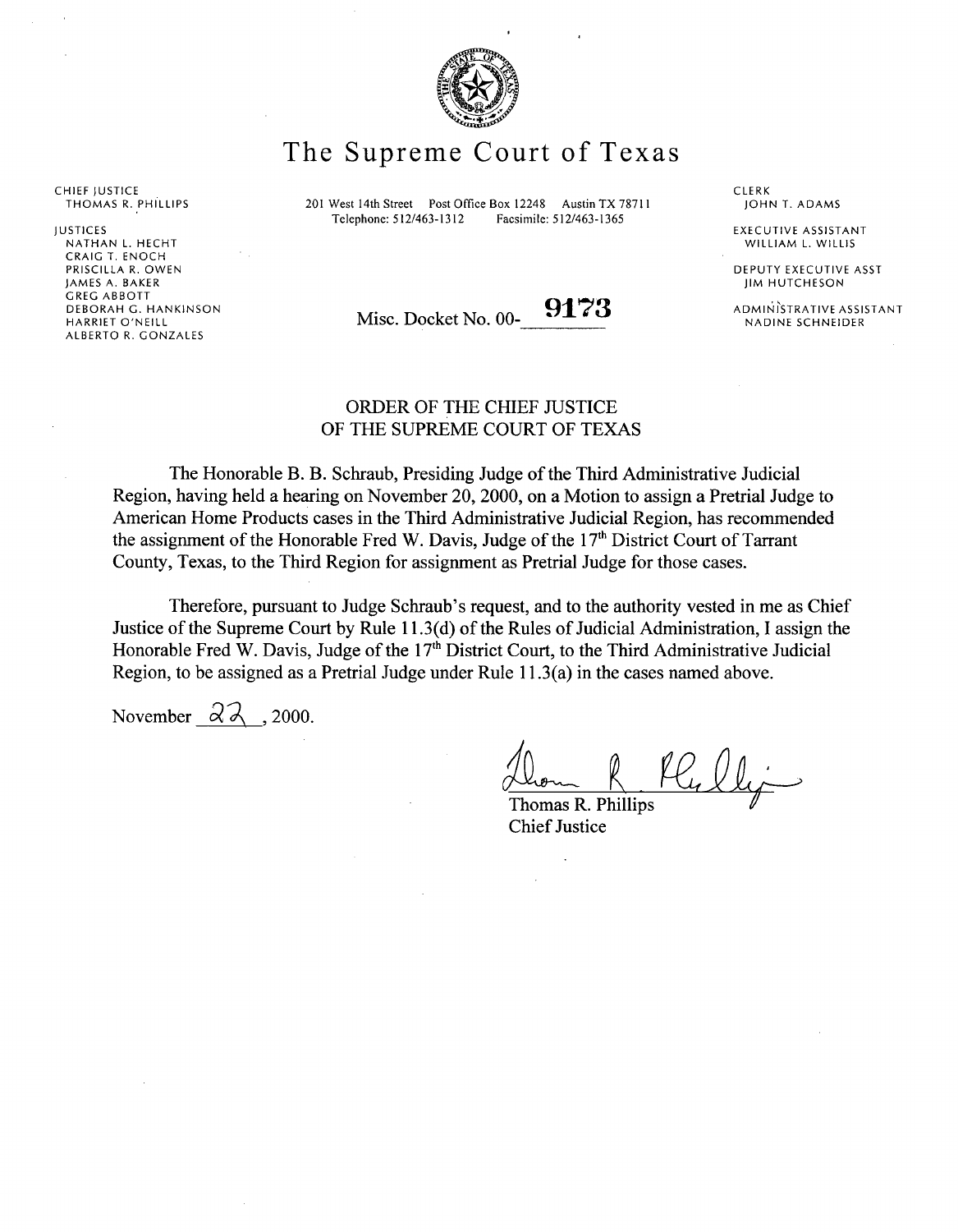# The Supreme Court of Texas

CHIEF JUSTICE
THOMAS R. PHILLIPS

JUSTICES
NATHAN L. HECHT
CRAIG T. ENOCH
PRISCILLA R. OWEN
JAMES A. BAKER
GREG ABBOTT
DEBORAH G. HANKINSON
HARRIET O'NEILL
ALBERTO R. GONZALES

201 West 14th Street Post Office Box 12248 Austin TX 78711
Telephone: 512/463-1312 Facsimile: 512/463-1365

CLERK
JOHN T. ADAMS

EXECUTIVE ASSISTANT
WILLIAM L. WILLIS

DEPUTY EXECUTIVE ASST
JIM HUTCHESON

ADMINISTRATIVE ASSISTANT
NADINE SCHNEIDER

Misc. Docket No. 00-9173

## ORDER OF THE CHIEF JUSTICE OF THE SUPREME COURT OF TEXAS

The Honorable B. B. Schraub, Presiding Judge of the Third Administrative Judicial Region, having held a hearing on November 20, 2000, on a Motion to assign a Pretrial Judge to American Home Products cases in the Third Administrative Judicial Region, has recommended the assignment of the Honorable Fred W. Davis, Judge of the 17th District Court of Tarrant County, Texas, to the Third Region for assignment as Pretrial Judge for those cases.

Therefore, pursuant to Judge Schraub's request, and to the authority vested in me as Chief Justice of the Supreme Court by Rule 11.3(d) of the Rules of Judicial Administration, I assign the Honorable Fred W. Davis, Judge of the 17th District Court, to the Third Administrative Judicial Region, to be assigned as a Pretrial Judge under Rule 11.3(a) in the cases named above.

November 22, 2000.

Thomas R. Phillips
Chief Justice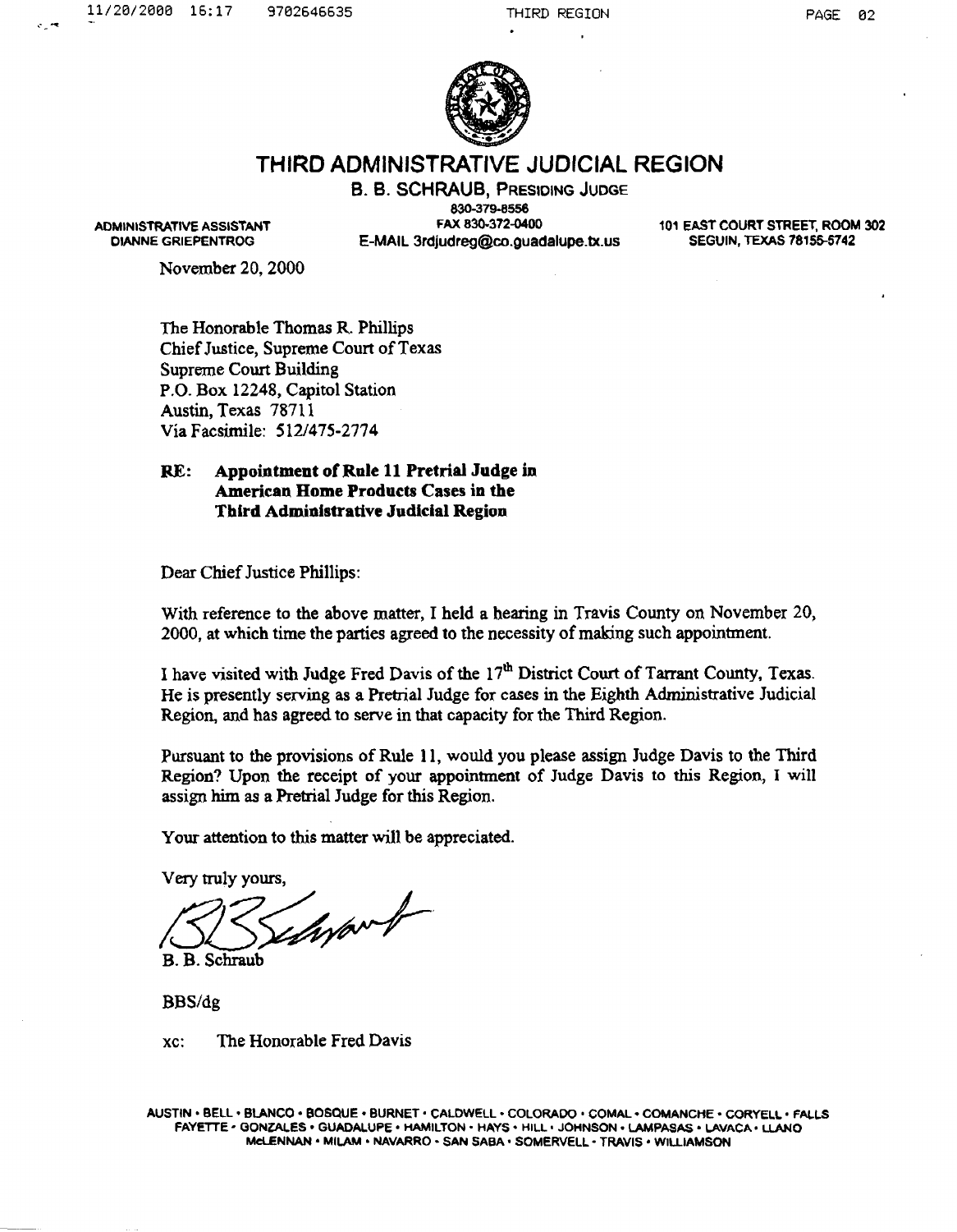# THIRD ADMINISTRATIVE JUDICIAL REGION

**B. B. SCHRAUB, PRESIDING JUDGE**

830-379-8556
FAX 830-372-0400
E-MAIL 3rdjudreg@co.guadalupe.tx.us

ADMINISTRATIVE ASSISTANT
DIANNE GRIEPENTROG

101 EAST COURT STREET, ROOM 302
SEGUIN, TEXAS 78155-5742

November 20, 2000

The Honorable Thomas R. Phillips
Chief Justice, Supreme Court of Texas
Supreme Court Building
P.O. Box 12248, Capitol Station
Austin, Texas 78711
Via Facsimile: 512/475-2774

**RE: Appointment of Rule 11 Pretrial Judge in American Home Products Cases in the Third Administrative Judicial Region**

Dear Chief Justice Phillips:

With reference to the above matter, I held a hearing in Travis County on November 20, 2000, at which time the parties agreed to the necessity of making such appointment.

I have visited with Judge Fred Davis of the 17th District Court of Tarrant County, Texas. He is presently serving as a Pretrial Judge for cases in the Eighth Administrative Judicial Region, and has agreed to serve in that capacity for the Third Region.

Pursuant to the provisions of Rule 11, would you please assign Judge Davis to the Third Region? Upon the receipt of your appointment of Judge Davis to this Region, I will assign him as a Pretrial Judge for this Region.

Your attention to this matter will be appreciated.

Very truly yours,

B. B. Schraub

BBS/dg

xc: The Honorable Fred Davis

AUSTIN • BELL • BLANCO • BOSQUE • BURNET • CALDWELL • COLORADO • COMAL • COMANCHE • CORYELL • FALLS
FAYETTE • GONZALES • GUADALUPE • HAMILTON • HAYS • HILL • JOHNSON • LAMPASAS • LAVACA • LLANO
McLENNAN • MILAM • NAVARRO • SAN SABA • SOMERVELL • TRAVIS • WILLIAMSON